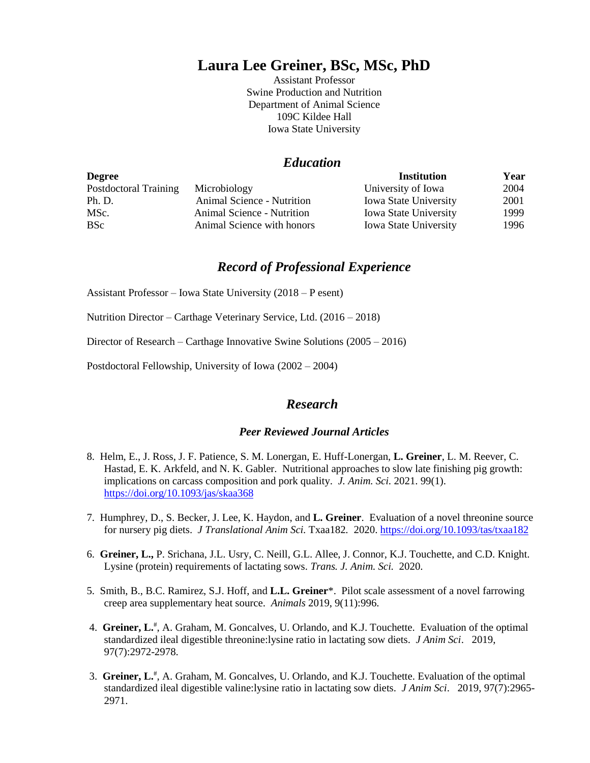# Laura Lee Greiner, BSc, MSc, PhD

Assistant Professor
Swine Production and Nutrition
Department of Animal Science
109C Kildee Hall
Iowa State University

## *Education*

| Degree | | Institution | Year |
|---|---|---|---|
| Postdoctoral Training | Microbiology | University of Iowa | 2004 |
| Ph. D. | Animal Science - Nutrition | Iowa State University | 2001 |
| MSc. | Animal Science - Nutrition | Iowa State University | 1999 |
| BSc | Animal Science with honors | Iowa State University | 1996 |

## *Record of Professional Experience*

Assistant Professor – Iowa State University (2018 – P esent)

Nutrition Director – Carthage Veterinary Service, Ltd. (2016 – 2018)

Director of Research – Carthage Innovative Swine Solutions (2005 – 2016)

Postdoctoral Fellowship, University of Iowa (2002 – 2004)

## *Research*

### *Peer Reviewed Journal Articles*

8. Helm, E., J. Ross, J. F. Patience, S. M. Lonergan, E. Huff-Lonergan, **L. Greiner**, L. M. Reever, C. Hastad, E. K. Arkfeld, and N. K. Gabler. Nutritional approaches to slow late finishing pig growth: implications on carcass composition and pork quality. *J. Anim. Sci.* 2021. 99(1). https://doi.org/10.1093/jas/skaa368

7. Humphrey, D., S. Becker, J. Lee, K. Haydon, and **L. Greiner**. Evaluation of a novel threonine source for nursery pig diets. *J Translational Anim Sci.* Txaa182. 2020. https://doi.org/10.1093/tas/txaa182

6. **Greiner, L.,** P. Srichana, J.L. Usry, C. Neill, G.L. Allee, J. Connor, K.J. Touchette, and C.D. Knight. Lysine (protein) requirements of lactating sows. *Trans. J. Anim. Sci.* 2020.

5. Smith, B., B.C. Ramirez, S.J. Hoff, and **L.L. Greiner***. Pilot scale assessment of a novel farrowing creep area supplementary heat source. *Animals* 2019, 9(11):996.

4. **Greiner, L.**[#], A. Graham, M. Goncalves, U. Orlando, and K.J. Touchette. Evaluation of the optimal standardized ileal digestible threonine:lysine ratio in lactating sow diets. *J Anim Sci*. 2019, 97(7):2972-2978.

3. **Greiner, L.**[#], A. Graham, M. Goncalves, U. Orlando, and K.J. Touchette. Evaluation of the optimal standardized ileal digestible valine:lysine ratio in lactating sow diets. *J Anim Sci*. 2019, 97(7):2965-2971.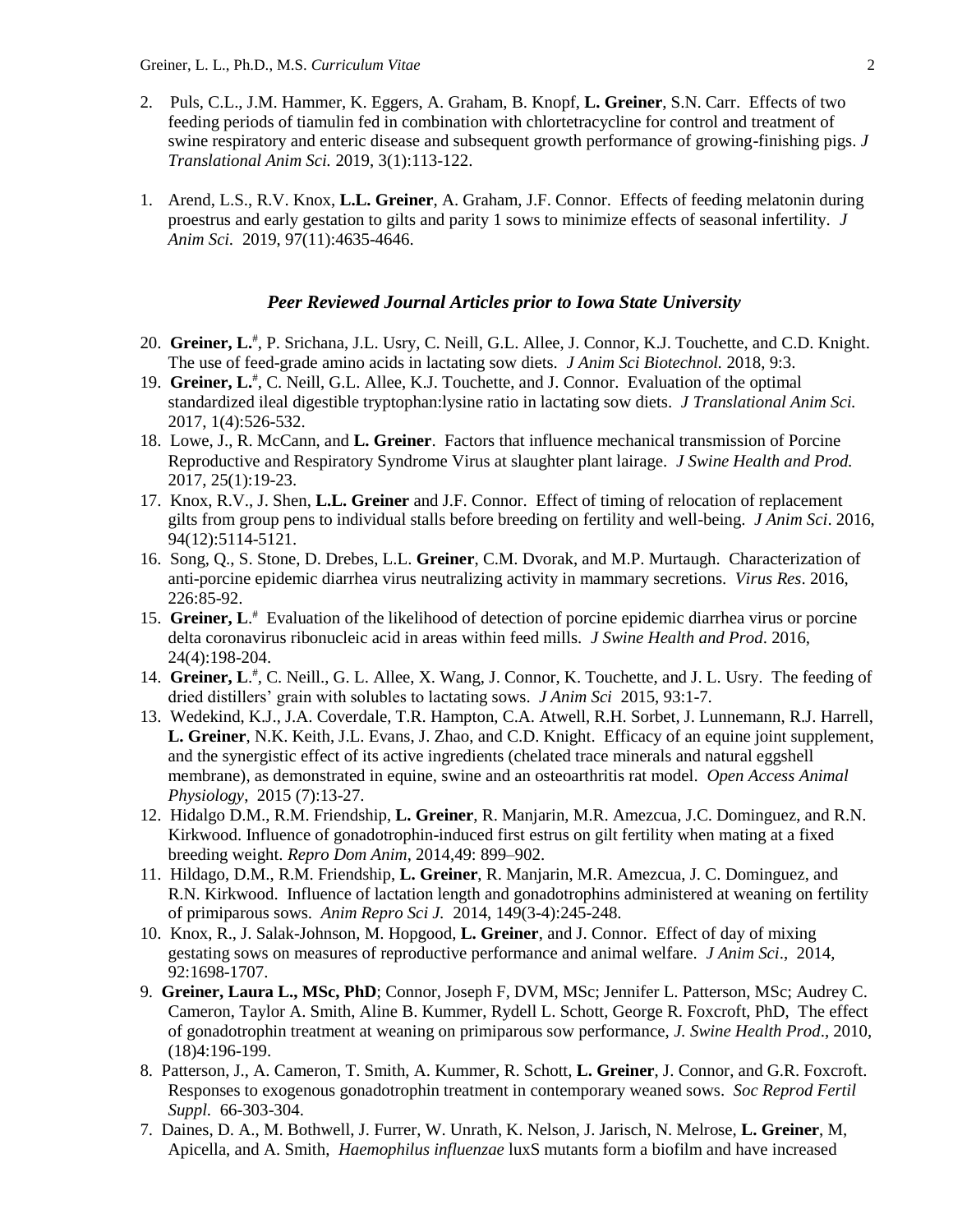2. Puls, C.L., J.M. Hammer, K. Eggers, A. Graham, B. Knopf, **L. Greiner**, S.N. Carr. Effects of two feeding periods of tiamulin fed in combination with chlortetracycline for control and treatment of swine respiratory and enteric disease and subsequent growth performance of growing-finishing pigs. *J Translational Anim Sci.* 2019, 3(1):113-122.

1. Arend, L.S., R.V. Knox, **L.L. Greiner**, A. Graham, J.F. Connor. Effects of feeding melatonin during proestrus and early gestation to gilts and parity 1 sows to minimize effects of seasonal infertility. *J Anim Sci.* 2019, 97(11):4635-4646.

### *Peer Reviewed Journal Articles prior to Iowa State University*

20. **Greiner, L.**[#], P. Srichana, J.L. Usry, C. Neill, G.L. Allee, J. Connor, K.J. Touchette, and C.D. Knight. The use of feed-grade amino acids in lactating sow diets. *J Anim Sci Biotechnol.* 2018, 9:3.
19. **Greiner, L.**[#], C. Neill, G.L. Allee, K.J. Touchette, and J. Connor. Evaluation of the optimal standardized ileal digestible tryptophan:lysine ratio in lactating sow diets. *J Translational Anim Sci.* 2017, 1(4):526-532.
18. Lowe, J., R. McCann, and **L. Greiner**. Factors that influence mechanical transmission of Porcine Reproductive and Respiratory Syndrome Virus at slaughter plant lairage. *J Swine Health and Prod.* 2017, 25(1):19-23.
17. Knox, R.V., J. Shen, **L.L. Greiner** and J.F. Connor. Effect of timing of relocation of replacement gilts from group pens to individual stalls before breeding on fertility and well-being. *J Anim Sci*. 2016, 94(12):5114-5121.
16. Song, Q., S. Stone, D. Drebes, L.L. **Greiner**, C.M. Dvorak, and M.P. Murtaugh. Characterization of anti-porcine epidemic diarrhea virus neutralizing activity in mammary secretions. *Virus Res*. 2016, 226:85-92.
15. **Greiner, L**.[#] Evaluation of the likelihood of detection of porcine epidemic diarrhea virus or porcine delta coronavirus ribonucleic acid in areas within feed mills. *J Swine Health and Prod*. 2016, 24(4):198-204.
14. **Greiner, L**.[#], C. Neill., G. L. Allee, X. Wang, J. Connor, K. Touchette, and J. L. Usry. The feeding of dried distillers' grain with solubles to lactating sows. *J Anim Sci* 2015, 93:1-7.
13. Wedekind, K.J., J.A. Coverdale, T.R. Hampton, C.A. Atwell, R.H. Sorbet, J. Lunnemann, R.J. Harrell, **L. Greiner**, N.K. Keith, J.L. Evans, J. Zhao, and C.D. Knight. Efficacy of an equine joint supplement, and the synergistic effect of its active ingredients (chelated trace minerals and natural eggshell membrane), as demonstrated in equine, swine and an osteoarthritis rat model. *Open Access Animal Physiology*, 2015 (7):13-27.
12. Hidalgo D.M., R.M. Friendship, **L. Greiner**, R. Manjarin, M.R. Amezcua, J.C. Dominguez, and R.N. Kirkwood. Influence of gonadotrophin-induced first estrus on gilt fertility when mating at a fixed breeding weight. *Repro Dom Anim*, 2014,49: 899–902.
11. Hildago, D.M., R.M. Friendship, **L. Greiner**, R. Manjarin, M.R. Amezcua, J. C. Dominguez, and R.N. Kirkwood. Influence of lactation length and gonadotrophins administered at weaning on fertility of primiparous sows. *Anim Repro Sci J.* 2014, 149(3-4):245-248.
10. Knox, R., J. Salak-Johnson, M. Hopgood, **L. Greiner**, and J. Connor. Effect of day of mixing gestating sows on measures of reproductive performance and animal welfare. *J Anim Sci*., 2014, 92:1698-1707.
9. **Greiner, Laura L., MSc, PhD**; Connor, Joseph F, DVM, MSc; Jennifer L. Patterson, MSc; Audrey C. Cameron, Taylor A. Smith, Aline B. Kummer, Rydell L. Schott, George R. Foxcroft, PhD, The effect of gonadotrophin treatment at weaning on primiparous sow performance, *J. Swine Health Prod*., 2010, (18)4:196-199.
8. Patterson, J., A. Cameron, T. Smith, A. Kummer, R. Schott, **L. Greiner**, J. Connor, and G.R. Foxcroft. Responses to exogenous gonadotrophin treatment in contemporary weaned sows. *Soc Reprod Fertil Suppl.* 66-303-304.
7. Daines, D. A., M. Bothwell, J. Furrer, W. Unrath, K. Nelson, J. Jarisch, N. Melrose, **L. Greiner**, M, Apicella, and A. Smith, *Haemophilus influenzae* luxS mutants form a biofilm and have increased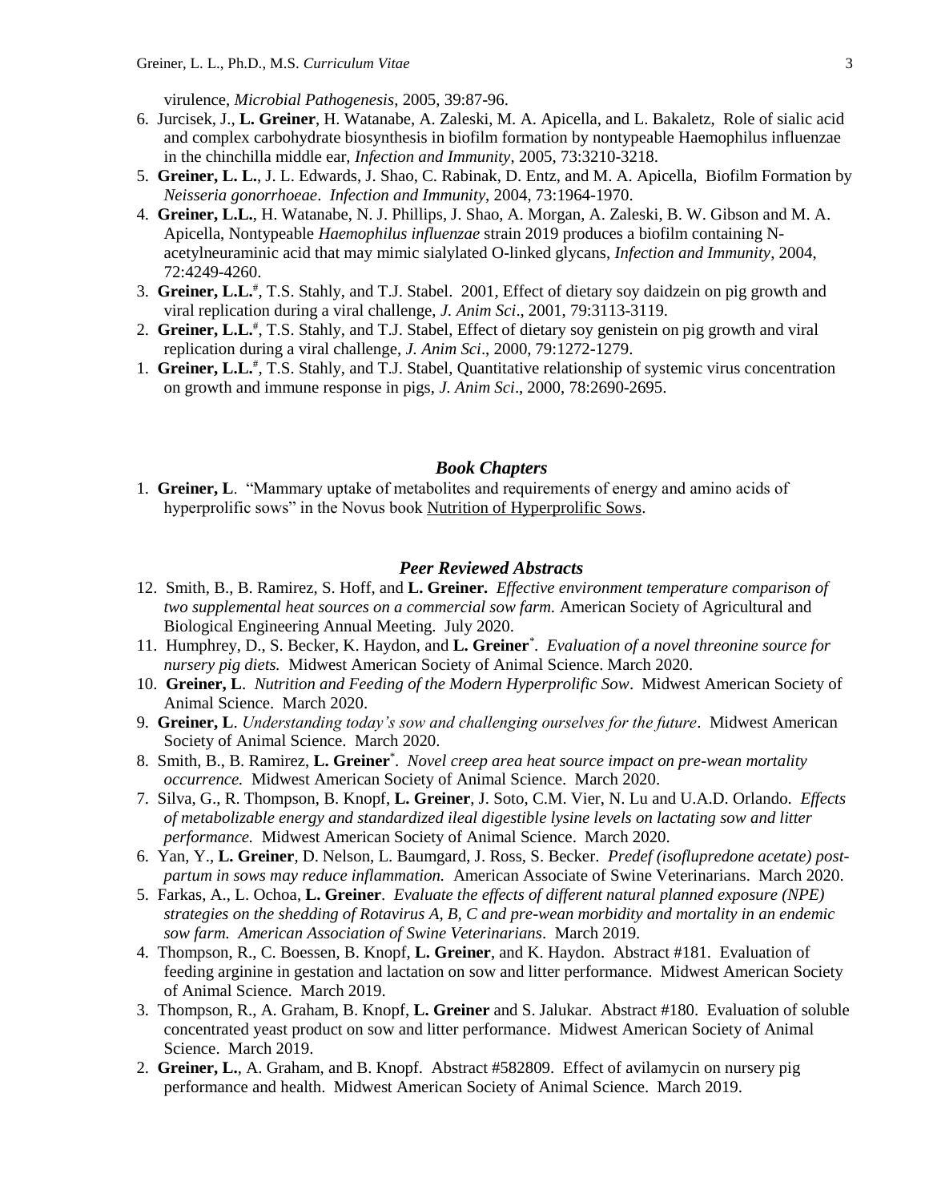virulence, *Microbial Pathogenesis*, 2005, 39:87-96.

6. Jurcisek, J., **L. Greiner**, H. Watanabe, A. Zaleski, M. A. Apicella, and L. Bakaletz, Role of sialic acid and complex carbohydrate biosynthesis in biofilm formation by nontypeable Haemophilus influenzae in the chinchilla middle ear, *Infection and Immunity*, 2005, 73:3210-3218.
5. **Greiner, L. L.**, J. L. Edwards, J. Shao, C. Rabinak, D. Entz, and M. A. Apicella, Biofilm Formation by *Neisseria gonorrhoeae*. *Infection and Immunity*, 2004, 73:1964-1970.
4. **Greiner, L.L.**, H. Watanabe, N. J. Phillips, J. Shao, A. Morgan, A. Zaleski, B. W. Gibson and M. A. Apicella, Nontypeable *Haemophilus influenzae* strain 2019 produces a biofilm containing N-acetylneuraminic acid that may mimic sialylated O-linked glycans, *Infection and Immunity*, 2004, 72:4249-4260.
3. **Greiner, L.L.**[#], T.S. Stahly, and T.J. Stabel. 2001, Effect of dietary soy daidzein on pig growth and viral replication during a viral challenge, *J. Anim Sci*., 2001, 79:3113-3119.
2. **Greiner, L.L.**[#], T.S. Stahly, and T.J. Stabel, Effect of dietary soy genistein on pig growth and viral replication during a viral challenge, *J. Anim Sci*., 2000, 79:1272-1279.
1. **Greiner, L.L.**[#], T.S. Stahly, and T.J. Stabel, Quantitative relationship of systemic virus concentration on growth and immune response in pigs, *J. Anim Sci*., 2000, 78:2690-2695.

### *Book Chapters*

1. **Greiner, L**. "Mammary uptake of metabolites and requirements of energy and amino acids of hyperprolific sows" in the Novus book Nutrition of Hyperprolific Sows.

### *Peer Reviewed Abstracts*

12. Smith, B., B. Ramirez, S. Hoff, and **L. Greiner.** *Effective environment temperature comparison of two supplemental heat sources on a commercial sow farm.* American Society of Agricultural and Biological Engineering Annual Meeting. July 2020.
11. Humphrey, D., S. Becker, K. Haydon, and **L. Greiner**[*]. *Evaluation of a novel threonine source for nursery pig diets.* Midwest American Society of Animal Science. March 2020.
10. **Greiner, L**. *Nutrition and Feeding of the Modern Hyperprolific Sow*. Midwest American Society of Animal Science. March 2020.
9. **Greiner, L**. *Understanding today's sow and challenging ourselves for the future*. Midwest American Society of Animal Science. March 2020.
8. Smith, B., B. Ramirez, **L. Greiner**[*]. *Novel creep area heat source impact on pre-wean mortality occurrence.* Midwest American Society of Animal Science. March 2020.
7. Silva, G., R. Thompson, B. Knopf, **L. Greiner**, J. Soto, C.M. Vier, N. Lu and U.A.D. Orlando. *Effects of metabolizable energy and standardized ileal digestible lysine levels on lactating sow and litter performance.* Midwest American Society of Animal Science. March 2020.
6. Yan, Y., **L. Greiner**, D. Nelson, L. Baumgard, J. Ross, S. Becker. *Predef (isoflupredone acetate) post-partum in sows may reduce inflammation.* American Associate of Swine Veterinarians. March 2020.
5. Farkas, A., L. Ochoa, **L. Greiner**. *Evaluate the effects of different natural planned exposure (NPE) strategies on the shedding of Rotavirus A, B, C and pre-wean morbidity and mortality in an endemic sow farm. American Association of Swine Veterinarians*. March 2019.
4. Thompson, R., C. Boessen, B. Knopf, **L. Greiner**, and K. Haydon. Abstract #181. Evaluation of feeding arginine in gestation and lactation on sow and litter performance. Midwest American Society of Animal Science. March 2019.
3. Thompson, R., A. Graham, B. Knopf, **L. Greiner** and S. Jalukar. Abstract #180. Evaluation of soluble concentrated yeast product on sow and litter performance. Midwest American Society of Animal Science. March 2019.
2. **Greiner, L.**, A. Graham, and B. Knopf. Abstract #582809. Effect of avilamycin on nursery pig performance and health. Midwest American Society of Animal Science. March 2019.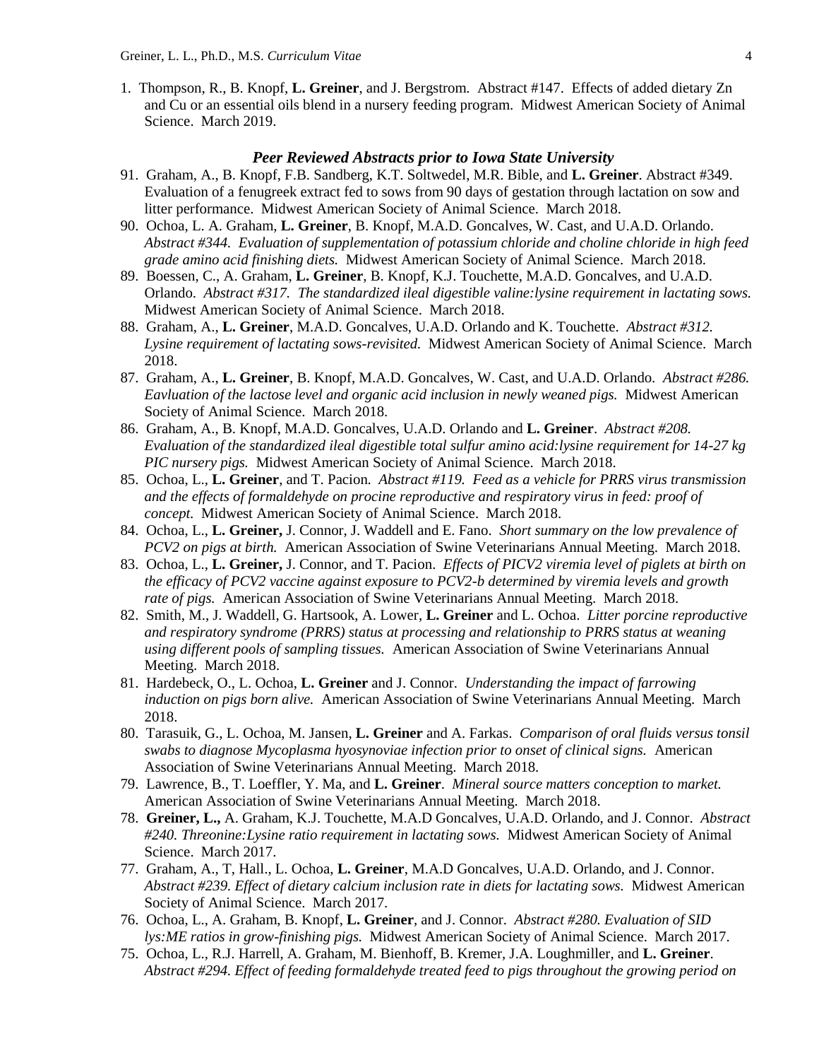1. Thompson, R., B. Knopf, **L. Greiner**, and J. Bergstrom. Abstract #147. Effects of added dietary Zn and Cu or an essential oils blend in a nursery feeding program. Midwest American Society of Animal Science. March 2019.

### *Peer Reviewed Abstracts prior to Iowa State University*

91. Graham, A., B. Knopf, F.B. Sandberg, K.T. Soltwedel, M.R. Bible, and **L. Greiner**. Abstract #349. Evaluation of a fenugreek extract fed to sows from 90 days of gestation through lactation on sow and litter performance. Midwest American Society of Animal Science. March 2018.
90. Ochoa, L. A. Graham, **L. Greiner**, B. Knopf, M.A.D. Goncalves, W. Cast, and U.A.D. Orlando. *Abstract #344. Evaluation of supplementation of potassium chloride and choline chloride in high feed grade amino acid finishing diets.* Midwest American Society of Animal Science. March 2018.
89. Boessen, C., A. Graham, **L. Greiner**, B. Knopf, K.J. Touchette, M.A.D. Goncalves, and U.A.D. Orlando. *Abstract #317. The standardized ileal digestible valine:lysine requirement in lactating sows.* Midwest American Society of Animal Science. March 2018.
88. Graham, A., **L. Greiner**, M.A.D. Goncalves, U.A.D. Orlando and K. Touchette. *Abstract #312. Lysine requirement of lactating sows-revisited.* Midwest American Society of Animal Science. March 2018.
87. Graham, A., **L. Greiner**, B. Knopf, M.A.D. Goncalves, W. Cast, and U.A.D. Orlando. *Abstract #286. Eavluation of the lactose level and organic acid inclusion in newly weaned pigs.* Midwest American Society of Animal Science. March 2018.
86. Graham, A., B. Knopf, M.A.D. Goncalves, U.A.D. Orlando and **L. Greiner**. *Abstract #208. Evaluation of the standardized ileal digestible total sulfur amino acid:lysine requirement for 14-27 kg PIC nursery pigs.* Midwest American Society of Animal Science. March 2018.
85. Ochoa, L., **L. Greiner**, and T. Pacion. *Abstract #119. Feed as a vehicle for PRRS virus transmission and the effects of formaldehyde on procine reproductive and respiratory virus in feed: proof of concept.* Midwest American Society of Animal Science. March 2018.
84. Ochoa, L., **L. Greiner,** J. Connor, J. Waddell and E. Fano. *Short summary on the low prevalence of PCV2 on pigs at birth.* American Association of Swine Veterinarians Annual Meeting. March 2018.
83. Ochoa, L., **L. Greiner,** J. Connor, and T. Pacion. *Effects of PICV2 viremia level of piglets at birth on the efficacy of PCV2 vaccine against exposure to PCV2-b determined by viremia levels and growth rate of pigs.* American Association of Swine Veterinarians Annual Meeting. March 2018.
82. Smith, M., J. Waddell, G. Hartsook, A. Lower, **L. Greiner** and L. Ochoa. *Litter porcine reproductive and respiratory syndrome (PRRS) status at processing and relationship to PRRS status at weaning using different pools of sampling tissues.* American Association of Swine Veterinarians Annual Meeting. March 2018.
81. Hardebeck, O., L. Ochoa, **L. Greiner** and J. Connor. *Understanding the impact of farrowing induction on pigs born alive.* American Association of Swine Veterinarians Annual Meeting. March 2018.
80. Tarasuik, G., L. Ochoa, M. Jansen, **L. Greiner** and A. Farkas. *Comparison of oral fluids versus tonsil swabs to diagnose Mycoplasma hyosynoviae infection prior to onset of clinical signs.* American Association of Swine Veterinarians Annual Meeting. March 2018.
79. Lawrence, B., T. Loeffler, Y. Ma, and **L. Greiner**. *Mineral source matters conception to market.* American Association of Swine Veterinarians Annual Meeting. March 2018.
78. **Greiner, L.,** A. Graham, K.J. Touchette, M.A.D Goncalves, U.A.D. Orlando, and J. Connor. *Abstract #240. Threonine:Lysine ratio requirement in lactating sows.* Midwest American Society of Animal Science. March 2017.
77. Graham, A., T, Hall., L. Ochoa, **L. Greiner**, M.A.D Goncalves, U.A.D. Orlando, and J. Connor. *Abstract #239. Effect of dietary calcium inclusion rate in diets for lactating sows.* Midwest American Society of Animal Science. March 2017.
76. Ochoa, L., A. Graham, B. Knopf, **L. Greiner**, and J. Connor. *Abstract #280. Evaluation of SID lys:ME ratios in grow-finishing pigs.* Midwest American Society of Animal Science. March 2017.
75. Ochoa, L., R.J. Harrell, A. Graham, M. Bienhoff, B. Kremer, J.A. Loughmiller, and **L. Greiner**. *Abstract #294. Effect of feeding formaldehyde treated feed to pigs throughout the growing period on*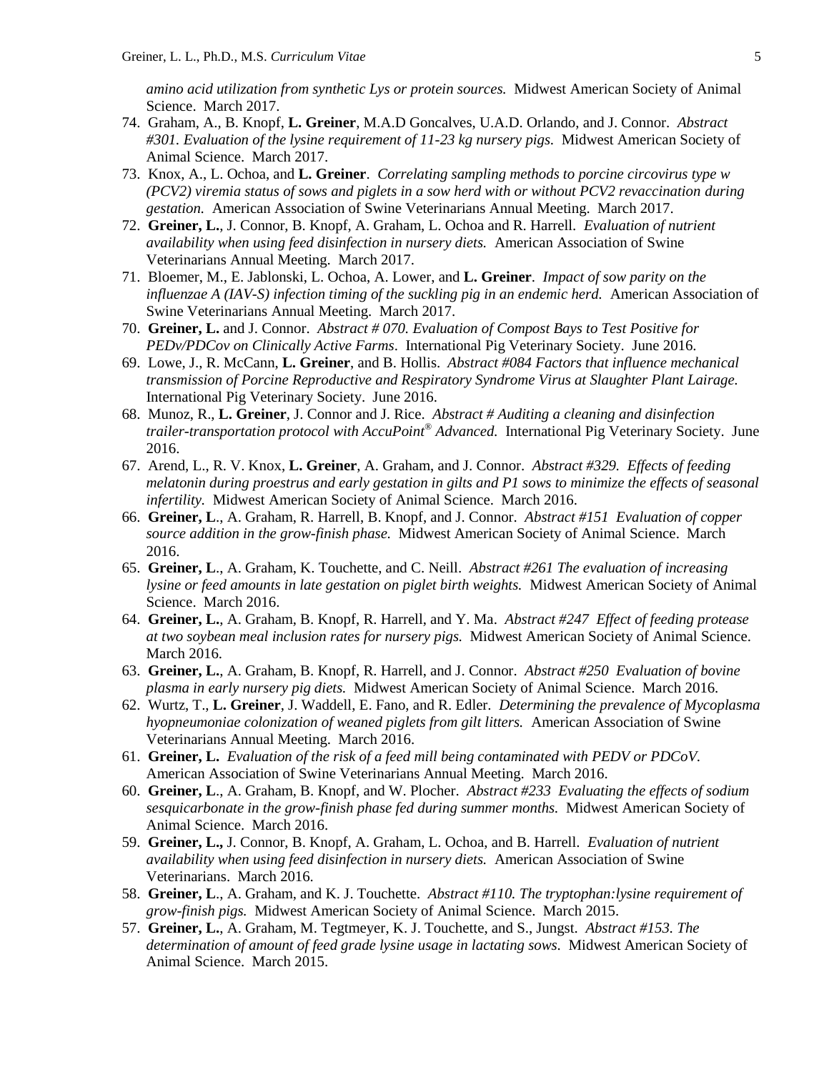*amino acid utilization from synthetic Lys or protein sources.* Midwest American Society of Animal Science. March 2017.

74. Graham, A., B. Knopf, **L. Greiner**, M.A.D Goncalves, U.A.D. Orlando, and J. Connor. *Abstract #301. Evaluation of the lysine requirement of 11-23 kg nursery pigs.* Midwest American Society of Animal Science. March 2017.
73. Knox, A., L. Ochoa, and **L. Greiner**. *Correlating sampling methods to porcine circovirus type w (PCV2) viremia status of sows and piglets in a sow herd with or without PCV2 revaccination during gestation.* American Association of Swine Veterinarians Annual Meeting. March 2017.
72. **Greiner, L.**, J. Connor, B. Knopf, A. Graham, L. Ochoa and R. Harrell. *Evaluation of nutrient availability when using feed disinfection in nursery diets.* American Association of Swine Veterinarians Annual Meeting. March 2017.
71. Bloemer, M., E. Jablonski, L. Ochoa, A. Lower, and **L. Greiner**. *Impact of sow parity on the influenzae A (IAV-S) infection timing of the suckling pig in an endemic herd.* American Association of Swine Veterinarians Annual Meeting. March 2017.
70. **Greiner, L.** and J. Connor. *Abstract # 070. Evaluation of Compost Bays to Test Positive for PEDv/PDCov on Clinically Active Farms*. International Pig Veterinary Society. June 2016.
69. Lowe, J., R. McCann, **L. Greiner**, and B. Hollis. *Abstract #084 Factors that influence mechanical transmission of Porcine Reproductive and Respiratory Syndrome Virus at Slaughter Plant Lairage.* International Pig Veterinary Society. June 2016.
68. Munoz, R., **L. Greiner**, J. Connor and J. Rice. *Abstract # Auditing a cleaning and disinfection trailer-transportation protocol with AccuPoint® Advanced.* International Pig Veterinary Society. June 2016.
67. Arend, L., R. V. Knox, **L. Greiner**, A. Graham, and J. Connor. *Abstract #329. Effects of feeding melatonin during proestrus and early gestation in gilts and P1 sows to minimize the effects of seasonal infertility.* Midwest American Society of Animal Science. March 2016.
66. **Greiner, L**., A. Graham, R. Harrell, B. Knopf, and J. Connor. *Abstract #151 Evaluation of copper source addition in the grow-finish phase.* Midwest American Society of Animal Science. March 2016.
65. **Greiner, L**., A. Graham, K. Touchette, and C. Neill. *Abstract #261 The evaluation of increasing lysine or feed amounts in late gestation on piglet birth weights.* Midwest American Society of Animal Science. March 2016.
64. **Greiner, L.**, A. Graham, B. Knopf, R. Harrell, and Y. Ma. *Abstract #247 Effect of feeding protease at two soybean meal inclusion rates for nursery pigs.* Midwest American Society of Animal Science. March 2016.
63. **Greiner, L.**, A. Graham, B. Knopf, R. Harrell, and J. Connor. *Abstract #250 Evaluation of bovine plasma in early nursery pig diets.* Midwest American Society of Animal Science. March 2016.
62. Wurtz, T., **L. Greiner**, J. Waddell, E. Fano, and R. Edler. *Determining the prevalence of Mycoplasma hyopneumoniae colonization of weaned piglets from gilt litters.* American Association of Swine Veterinarians Annual Meeting. March 2016.
61. **Greiner, L.** *Evaluation of the risk of a feed mill being contaminated with PEDV or PDCoV.* American Association of Swine Veterinarians Annual Meeting. March 2016.
60. **Greiner, L**., A. Graham, B. Knopf, and W. Plocher. *Abstract #233 Evaluating the effects of sodium sesquicarbonate in the grow-finish phase fed during summer months.* Midwest American Society of Animal Science. March 2016.
59. **Greiner, L.,** J. Connor, B. Knopf, A. Graham, L. Ochoa, and B. Harrell. *Evaluation of nutrient availability when using feed disinfection in nursery diets.* American Association of Swine Veterinarians. March 2016.
58. **Greiner, L**., A. Graham, and K. J. Touchette. *Abstract #110. The tryptophan:lysine requirement of grow-finish pigs.* Midwest American Society of Animal Science. March 2015.
57. **Greiner, L.**, A. Graham, M. Tegtmeyer, K. J. Touchette, and S., Jungst. *Abstract #153. The determination of amount of feed grade lysine usage in lactating sows.* Midwest American Society of Animal Science. March 2015.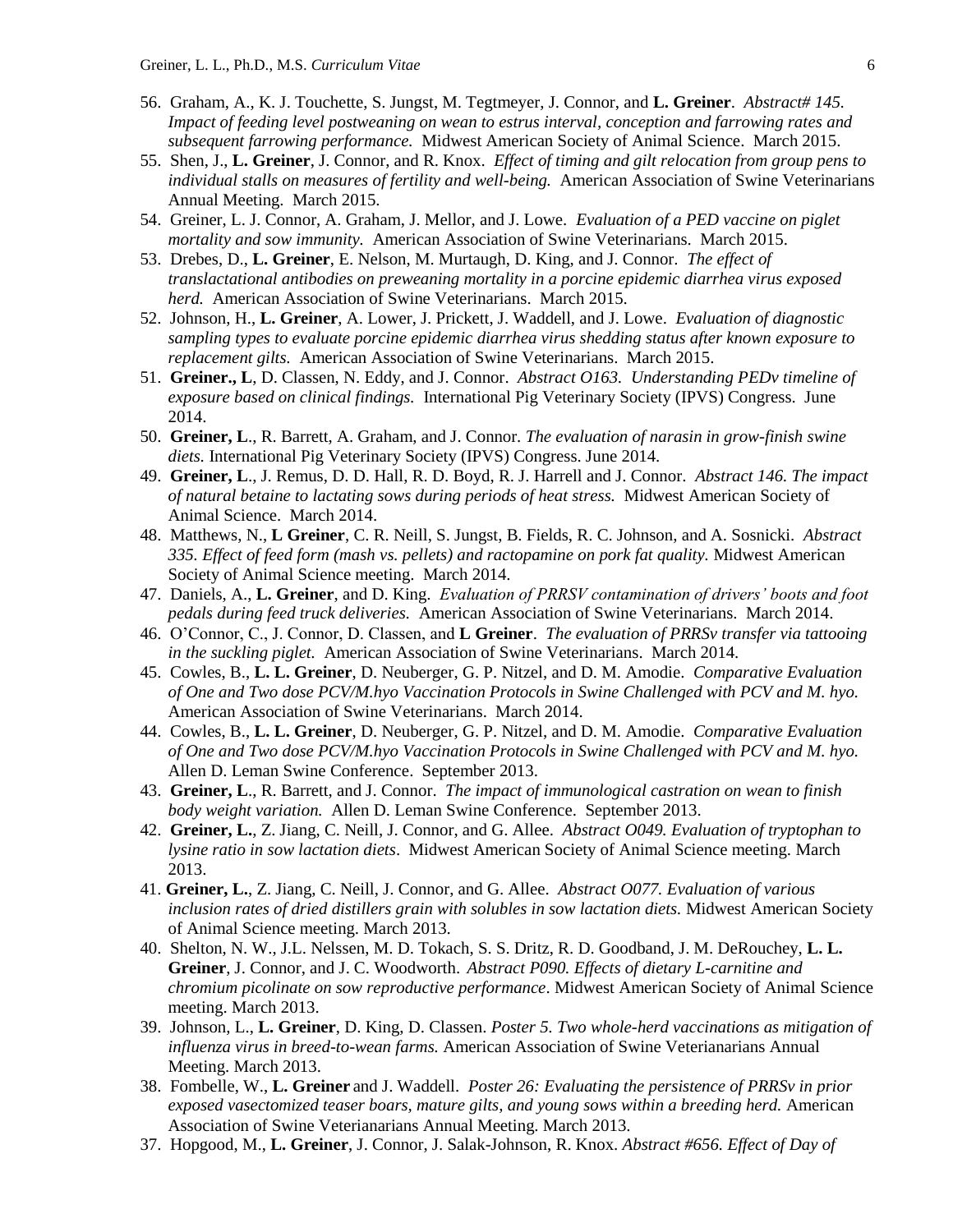56. Graham, A., K. J. Touchette, S. Jungst, M. Tegtmeyer, J. Connor, and **L. Greiner**. *Abstract# 145. Impact of feeding level postweaning on wean to estrus interval, conception and farrowing rates and subsequent farrowing performance.* Midwest American Society of Animal Science. March 2015.
55. Shen, J., **L. Greiner**, J. Connor, and R. Knox. *Effect of timing and gilt relocation from group pens to individual stalls on measures of fertility and well-being.* American Association of Swine Veterinarians Annual Meeting. March 2015.
54. Greiner, L. J. Connor, A. Graham, J. Mellor, and J. Lowe. *Evaluation of a PED vaccine on piglet mortality and sow immunity.* American Association of Swine Veterinarians. March 2015.
53. Drebes, D., **L. Greiner**, E. Nelson, M. Murtaugh, D. King, and J. Connor. *The effect of translactational antibodies on preweaning mortality in a porcine epidemic diarrhea virus exposed herd.* American Association of Swine Veterinarians. March 2015.
52. Johnson, H., **L. Greiner**, A. Lower, J. Prickett, J. Waddell, and J. Lowe. *Evaluation of diagnostic sampling types to evaluate porcine epidemic diarrhea virus shedding status after known exposure to replacement gilts.* American Association of Swine Veterinarians. March 2015.
51. **Greiner., L**, D. Classen, N. Eddy, and J. Connor. *Abstract O163. Understanding PEDv timeline of exposure based on clinical findings.* International Pig Veterinary Society (IPVS) Congress. June 2014.
50. **Greiner, L**., R. Barrett, A. Graham, and J. Connor. *The evaluation of narasin in grow-finish swine diets.* International Pig Veterinary Society (IPVS) Congress. June 2014.
49. **Greiner, L**., J. Remus, D. D. Hall, R. D. Boyd, R. J. Harrell and J. Connor. *Abstract 146. The impact of natural betaine to lactating sows during periods of heat stress.* Midwest American Society of Animal Science. March 2014.
48. Matthews, N., **L Greiner**, C. R. Neill, S. Jungst, B. Fields, R. C. Johnson, and A. Sosnicki. *Abstract 335. Effect of feed form (mash vs. pellets) and ractopamine on pork fat quality.* Midwest American Society of Animal Science meeting. March 2014.
47. Daniels, A., **L. Greiner**, and D. King. *Evaluation of PRRSV contamination of drivers' boots and foot pedals during feed truck deliveries.* American Association of Swine Veterinarians. March 2014.
46. O'Connor, C., J. Connor, D. Classen, and **L Greiner**. *The evaluation of PRRSv transfer via tattooing in the suckling piglet.* American Association of Swine Veterinarians. March 2014.
45. Cowles, B., **L. L. Greiner**, D. Neuberger, G. P. Nitzel, and D. M. Amodie. *Comparative Evaluation of One and Two dose PCV/M.hyo Vaccination Protocols in Swine Challenged with PCV and M. hyo.* American Association of Swine Veterinarians. March 2014.
44. Cowles, B., **L. L. Greiner**, D. Neuberger, G. P. Nitzel, and D. M. Amodie. *Comparative Evaluation of One and Two dose PCV/M.hyo Vaccination Protocols in Swine Challenged with PCV and M. hyo.* Allen D. Leman Swine Conference. September 2013.
43. **Greiner, L**., R. Barrett, and J. Connor. *The impact of immunological castration on wean to finish body weight variation.* Allen D. Leman Swine Conference. September 2013.
42. **Greiner, L.**, Z. Jiang, C. Neill, J. Connor, and G. Allee. *Abstract O049. Evaluation of tryptophan to lysine ratio in sow lactation diets*. Midwest American Society of Animal Science meeting. March 2013.
41. **Greiner, L.**, Z. Jiang, C. Neill, J. Connor, and G. Allee. *Abstract O077. Evaluation of various inclusion rates of dried distillers grain with solubles in sow lactation diets.* Midwest American Society of Animal Science meeting. March 2013.
40. Shelton, N. W., J.L. Nelssen, M. D. Tokach, S. S. Dritz, R. D. Goodband, J. M. DeRouchey, **L. L. Greiner**, J. Connor, and J. C. Woodworth. *Abstract P090. Effects of dietary L-carnitine and chromium picolinate on sow reproductive performance*. Midwest American Society of Animal Science meeting. March 2013.
39. Johnson, L., **L. Greiner**, D. King, D. Classen. *Poster 5. Two whole-herd vaccinations as mitigation of influenza virus in breed-to-wean farms.* American Association of Swine Veterianarians Annual Meeting. March 2013.
38. Fombelle, W., **L. Greiner** and J. Waddell. *Poster 26: Evaluating the persistence of PRRSv in prior exposed vasectomized teaser boars, mature gilts, and young sows within a breeding herd.* American Association of Swine Veterianarians Annual Meeting. March 2013.
37. Hopgood, M., **L. Greiner**, J. Connor, J. Salak-Johnson, R. Knox. *Abstract #656. Effect of Day of*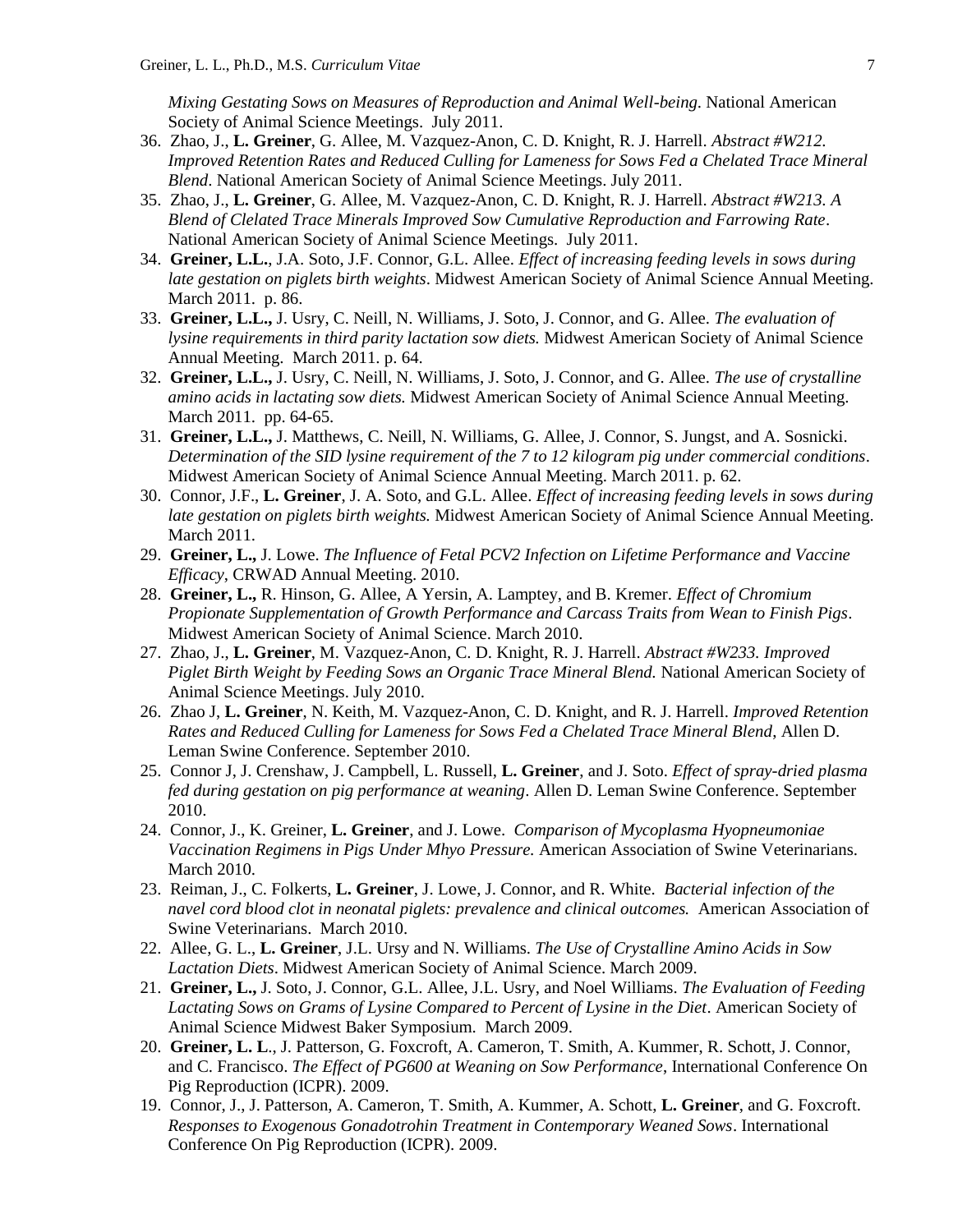*Mixing Gestating Sows on Measures of Reproduction and Animal Well-being*. National American Society of Animal Science Meetings. July 2011.

36. Zhao, J., **L. Greiner**, G. Allee, M. Vazquez-Anon, C. D. Knight, R. J. Harrell. *Abstract #W212. Improved Retention Rates and Reduced Culling for Lameness for Sows Fed a Chelated Trace Mineral Blend*. National American Society of Animal Science Meetings. July 2011.
35. Zhao, J., **L. Greiner**, G. Allee, M. Vazquez-Anon, C. D. Knight, R. J. Harrell. *Abstract #W213. A Blend of Clelated Trace Minerals Improved Sow Cumulative Reproduction and Farrowing Rate*. National American Society of Animal Science Meetings. July 2011.
34. **Greiner, L.L.**, J.A. Soto, J.F. Connor, G.L. Allee. *Effect of increasing feeding levels in sows during late gestation on piglets birth weights*. Midwest American Society of Animal Science Annual Meeting. March 2011. p. 86.
33. **Greiner, L.L.,** J. Usry, C. Neill, N. Williams, J. Soto, J. Connor, and G. Allee. *The evaluation of lysine requirements in third parity lactation sow diets.* Midwest American Society of Animal Science Annual Meeting. March 2011. p. 64.
32. **Greiner, L.L.,** J. Usry, C. Neill, N. Williams, J. Soto, J. Connor, and G. Allee. *The use of crystalline amino acids in lactating sow diets.* Midwest American Society of Animal Science Annual Meeting. March 2011. pp. 64-65.
31. **Greiner, L.L.,** J. Matthews, C. Neill, N. Williams, G. Allee, J. Connor, S. Jungst, and A. Sosnicki. *Determination of the SID lysine requirement of the 7 to 12 kilogram pig under commercial conditions*. Midwest American Society of Animal Science Annual Meeting. March 2011. p. 62.
30. Connor, J.F., **L. Greiner**, J. A. Soto, and G.L. Allee. *Effect of increasing feeding levels in sows during late gestation on piglets birth weights.* Midwest American Society of Animal Science Annual Meeting. March 2011.
29. **Greiner, L.,** J. Lowe. *The Influence of Fetal PCV2 Infection on Lifetime Performance and Vaccine Efficacy*, CRWAD Annual Meeting. 2010.
28. **Greiner, L.,** R. Hinson, G. Allee, A Yersin, A. Lamptey, and B. Kremer. *Effect of Chromium Propionate Supplementation of Growth Performance and Carcass Traits from Wean to Finish Pigs*. Midwest American Society of Animal Science. March 2010.
27. Zhao, J., **L. Greiner**, M. Vazquez-Anon, C. D. Knight, R. J. Harrell. *Abstract #W233. Improved Piglet Birth Weight by Feeding Sows an Organic Trace Mineral Blend.* National American Society of Animal Science Meetings. July 2010.
26. Zhao J, **L. Greiner**, N. Keith, M. Vazquez-Anon, C. D. Knight, and R. J. Harrell. *Improved Retention Rates and Reduced Culling for Lameness for Sows Fed a Chelated Trace Mineral Blend*, Allen D. Leman Swine Conference. September 2010.
25. Connor J, J. Crenshaw, J. Campbell, L. Russell, **L. Greiner**, and J. Soto. *Effect of spray-dried plasma fed during gestation on pig performance at weaning*. Allen D. Leman Swine Conference. September 2010.
24. Connor, J., K. Greiner, **L. Greiner**, and J. Lowe. *Comparison of Mycoplasma Hyopneumoniae Vaccination Regimens in Pigs Under Mhyo Pressure.* American Association of Swine Veterinarians. March 2010.
23. Reiman, J., C. Folkerts, **L. Greiner**, J. Lowe, J. Connor, and R. White. *Bacterial infection of the navel cord blood clot in neonatal piglets: prevalence and clinical outcomes.* American Association of Swine Veterinarians. March 2010.
22. Allee, G. L., **L. Greiner**, J.L. Ursy and N. Williams. *The Use of Crystalline Amino Acids in Sow Lactation Diets*. Midwest American Society of Animal Science. March 2009.
21. **Greiner, L.,** J. Soto, J. Connor, G.L. Allee, J.L. Usry, and Noel Williams. *The Evaluation of Feeding Lactating Sows on Grams of Lysine Compared to Percent of Lysine in the Diet*. American Society of Animal Science Midwest Baker Symposium. March 2009.
20. **Greiner, L. L**., J. Patterson, G. Foxcroft, A. Cameron, T. Smith, A. Kummer, R. Schott, J. Connor, and C. Francisco. *The Effect of PG600 at Weaning on Sow Performance*, International Conference On Pig Reproduction (ICPR). 2009.
19. Connor, J., J. Patterson, A. Cameron, T. Smith, A. Kummer, A. Schott, **L. Greiner**, and G. Foxcroft. *Responses to Exogenous Gonadotrohin Treatment in Contemporary Weaned Sows*. International Conference On Pig Reproduction (ICPR). 2009.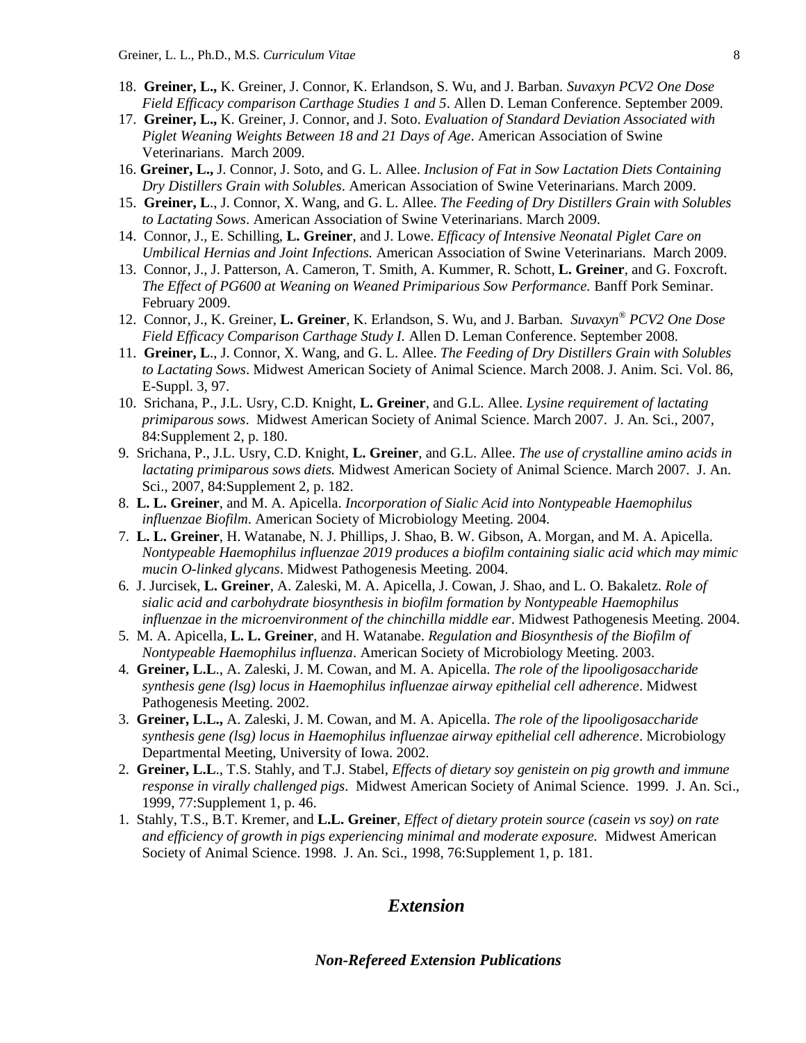18. **Greiner, L.,** K. Greiner, J. Connor, K. Erlandson, S. Wu, and J. Barban. *Suvaxyn PCV2 One Dose Field Efficacy comparison Carthage Studies 1 and 5*. Allen D. Leman Conference. September 2009.
17. **Greiner, L.,** K. Greiner, J. Connor, and J. Soto. *Evaluation of Standard Deviation Associated with Piglet Weaning Weights Between 18 and 21 Days of Age*. American Association of Swine Veterinarians. March 2009.
16. **Greiner, L.,** J. Connor, J. Soto, and G. L. Allee. *Inclusion of Fat in Sow Lactation Diets Containing Dry Distillers Grain with Solubles*. American Association of Swine Veterinarians. March 2009.
15. **Greiner, L**., J. Connor, X. Wang, and G. L. Allee. *The Feeding of Dry Distillers Grain with Solubles to Lactating Sows*. American Association of Swine Veterinarians. March 2009.
14. Connor, J., E. Schilling, **L. Greiner**, and J. Lowe. *Efficacy of Intensive Neonatal Piglet Care on Umbilical Hernias and Joint Infections.* American Association of Swine Veterinarians. March 2009.
13. Connor, J., J. Patterson, A. Cameron, T. Smith, A. Kummer, R. Schott, **L. Greiner**, and G. Foxcroft. *The Effect of PG600 at Weaning on Weaned Primiparious Sow Performance.* Banff Pork Seminar. February 2009.
12. Connor, J., K. Greiner, **L. Greiner**, K. Erlandson, S. Wu, and J. Barban. *Suvaxyn® PCV2 One Dose Field Efficacy Comparison Carthage Study I.* Allen D. Leman Conference. September 2008.
11. **Greiner, L**., J. Connor, X. Wang, and G. L. Allee. *The Feeding of Dry Distillers Grain with Solubles to Lactating Sows*. Midwest American Society of Animal Science. March 2008. J. Anim. Sci. Vol. 86, E-Suppl. 3, 97.
10. Srichana, P., J.L. Usry, C.D. Knight, **L. Greiner**, and G.L. Allee. *Lysine requirement of lactating primiparous sows*. Midwest American Society of Animal Science. March 2007. J. An. Sci., 2007, 84:Supplement 2, p. 180.
9. Srichana, P., J.L. Usry, C.D. Knight, **L. Greiner**, and G.L. Allee. *The use of crystalline amino acids in lactating primiparous sows diets.* Midwest American Society of Animal Science. March 2007. J. An. Sci., 2007, 84:Supplement 2, p. 182.
8. **L. L. Greiner**, and M. A. Apicella. *Incorporation of Sialic Acid into Nontypeable Haemophilus influenzae Biofilm*. American Society of Microbiology Meeting. 2004.
7. **L. L. Greiner**, H. Watanabe, N. J. Phillips, J. Shao, B. W. Gibson, A. Morgan, and M. A. Apicella. *Nontypeable Haemophilus influenzae 2019 produces a biofilm containing sialic acid which may mimic mucin O-linked glycans*. Midwest Pathogenesis Meeting. 2004.
6. J. Jurcisek, **L. Greiner**, A. Zaleski, M. A. Apicella, J. Cowan, J. Shao, and L. O. Bakaletz. *Role of sialic acid and carbohydrate biosynthesis in biofilm formation by Nontypeable Haemophilus influenzae in the microenvironment of the chinchilla middle ear*. Midwest Pathogenesis Meeting. 2004.
5. M. A. Apicella, **L. L. Greiner**, and H. Watanabe. *Regulation and Biosynthesis of the Biofilm of Nontypeable Haemophilus influenza*. American Society of Microbiology Meeting. 2003.
4. **Greiner, L.L**., A. Zaleski, J. M. Cowan, and M. A. Apicella. *The role of the lipooligosaccharide synthesis gene (lsg) locus in Haemophilus influenzae airway epithelial cell adherence*. Midwest Pathogenesis Meeting. 2002.
3. **Greiner, L.L.,** A. Zaleski, J. M. Cowan, and M. A. Apicella. *The role of the lipooligosaccharide synthesis gene (lsg) locus in Haemophilus influenzae airway epithelial cell adherence*. Microbiology Departmental Meeting, University of Iowa. 2002.
2. **Greiner, L.L**., T.S. Stahly, and T.J. Stabel, *Effects of dietary soy genistein on pig growth and immune response in virally challenged pigs*. Midwest American Society of Animal Science. 1999. J. An. Sci., 1999, 77:Supplement 1, p. 46.
1. Stahly, T.S., B.T. Kremer, and **L.L. Greiner**, *Effect of dietary protein source (casein vs soy) on rate and efficiency of growth in pigs experiencing minimal and moderate exposure.* Midwest American Society of Animal Science. 1998. J. An. Sci., 1998, 76:Supplement 1, p. 181.

## *Extension*

### *Non-Refereed Extension Publications*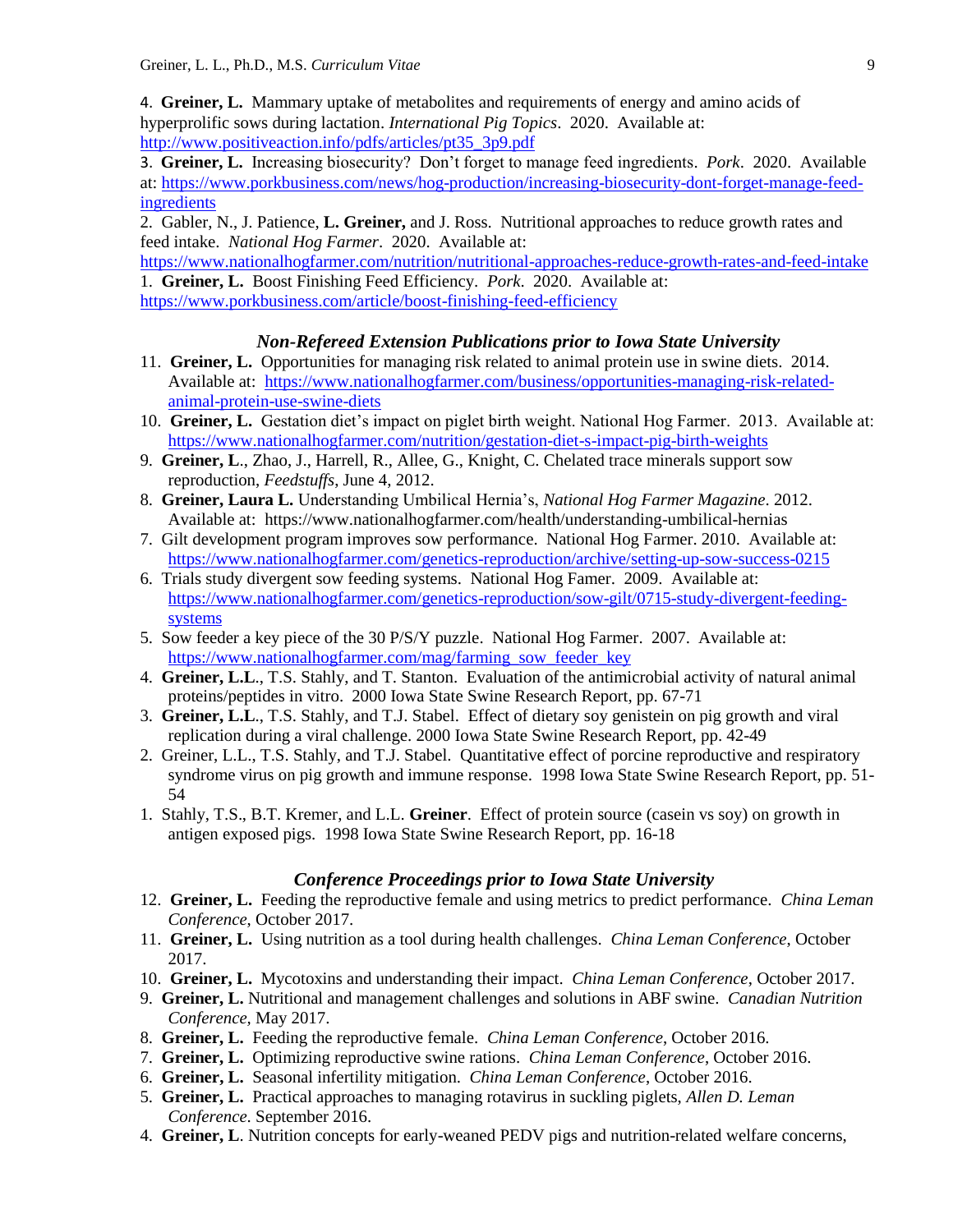4. **Greiner, L.** Mammary uptake of metabolites and requirements of energy and amino acids of hyperprolific sows during lactation. *International Pig Topics*. 2020. Available at: http://www.positiveaction.info/pdfs/articles/pt35_3p9.pdf

3. **Greiner, L.** Increasing biosecurity? Don't forget to manage feed ingredients. *Pork*. 2020. Available at: https://www.porkbusiness.com/news/hog-production/increasing-biosecurity-dont-forget-manage-feed-ingredients

2. Gabler, N., J. Patience, **L. Greiner,** and J. Ross. Nutritional approaches to reduce growth rates and feed intake. *National Hog Farmer*. 2020. Available at: https://www.nationalhogfarmer.com/nutrition/nutritional-approaches-reduce-growth-rates-and-feed-intake

1. **Greiner, L.** Boost Finishing Feed Efficiency. *Pork*. 2020. Available at: https://www.porkbusiness.com/article/boost-finishing-feed-efficiency

### *Non-Refereed Extension Publications prior to Iowa State University*

11. **Greiner, L.** Opportunities for managing risk related to animal protein use in swine diets. 2014. Available at: https://www.nationalhogfarmer.com/business/opportunities-managing-risk-related-animal-protein-use-swine-diets
10. **Greiner, L.** Gestation diet's impact on piglet birth weight. National Hog Farmer. 2013. Available at: https://www.nationalhogfarmer.com/nutrition/gestation-diet-s-impact-pig-birth-weights
9. **Greiner, L**., Zhao, J., Harrell, R., Allee, G., Knight, C. Chelated trace minerals support sow reproduction, *Feedstuffs*, June 4, 2012.
8. **Greiner, Laura L.** Understanding Umbilical Hernia's, *National Hog Farmer Magazine*. 2012. Available at: https://www.nationalhogfarmer.com/health/understanding-umbilical-hernias
7. Gilt development program improves sow performance. National Hog Farmer. 2010. Available at: https://www.nationalhogfarmer.com/genetics-reproduction/archive/setting-up-sow-success-0215
6. Trials study divergent sow feeding systems. National Hog Famer. 2009. Available at: https://www.nationalhogfarmer.com/genetics-reproduction/sow-gilt/0715-study-divergent-feeding-systems
5. Sow feeder a key piece of the 30 P/S/Y puzzle. National Hog Farmer. 2007. Available at: https://www.nationalhogfarmer.com/mag/farming_sow_feeder_key
4. **Greiner, L.L**., T.S. Stahly, and T. Stanton. Evaluation of the antimicrobial activity of natural animal proteins/peptides in vitro. 2000 Iowa State Swine Research Report, pp. 67-71
3. **Greiner, L.L**., T.S. Stahly, and T.J. Stabel. Effect of dietary soy genistein on pig growth and viral replication during a viral challenge. 2000 Iowa State Swine Research Report, pp. 42-49
2. Greiner, L.L., T.S. Stahly, and T.J. Stabel. Quantitative effect of porcine reproductive and respiratory syndrome virus on pig growth and immune response. 1998 Iowa State Swine Research Report, pp. 51-54
1. Stahly, T.S., B.T. Kremer, and L.L. **Greiner**. Effect of protein source (casein vs soy) on growth in antigen exposed pigs. 1998 Iowa State Swine Research Report, pp. 16-18

### *Conference Proceedings prior to Iowa State University*

12. **Greiner, L.** Feeding the reproductive female and using metrics to predict performance. *China Leman Conference*, October 2017.
11. **Greiner, L.** Using nutrition as a tool during health challenges. *China Leman Conference*, October 2017.
10. **Greiner, L.** Mycotoxins and understanding their impact. *China Leman Conference*, October 2017.
9. **Greiner, L.** Nutritional and management challenges and solutions in ABF swine. *Canadian Nutrition Conference*, May 2017.
8. **Greiner, L.** Feeding the reproductive female. *China Leman Conference*, October 2016.
7. **Greiner, L.** Optimizing reproductive swine rations. *China Leman Conference*, October 2016.
6. **Greiner, L.** Seasonal infertility mitigation. *China Leman Conference*, October 2016.
5. **Greiner, L.** Practical approaches to managing rotavirus in suckling piglets, *Allen D. Leman Conference*. September 2016.
4. **Greiner, L**. Nutrition concepts for early-weaned PEDV pigs and nutrition-related welfare concerns,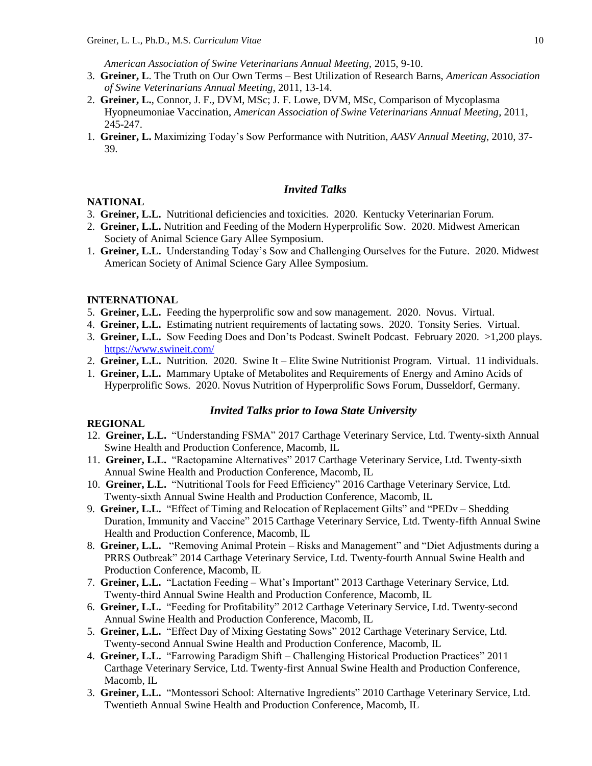*American Association of Swine Veterinarians Annual Meeting,* 2015, 9-10.

3. **Greiner, L**. The Truth on Our Own Terms – Best Utilization of Research Barns, *American Association of Swine Veterinarians Annual Meeting*, 2011, 13-14.
2. **Greiner, L.**, Connor, J. F., DVM, MSc; J. F. Lowe, DVM, MSc, Comparison of Mycoplasma Hyopneumoniae Vaccination, *American Association of Swine Veterinarians Annual Meeting*, 2011, 245-247.
1. **Greiner, L.** Maximizing Today's Sow Performance with Nutrition, *AASV Annual Meeting*, 2010, 37-39.

## *Invited Talks*

**NATIONAL**

3. **Greiner, L.L.** Nutritional deficiencies and toxicities. 2020. Kentucky Veterinarian Forum.
2. **Greiner, L.L.** Nutrition and Feeding of the Modern Hyperprolific Sow. 2020. Midwest American Society of Animal Science Gary Allee Symposium.
1. **Greiner, L.L.** Understanding Today's Sow and Challenging Ourselves for the Future. 2020. Midwest American Society of Animal Science Gary Allee Symposium.

**INTERNATIONAL**

5. **Greiner, L.L.** Feeding the hyperprolific sow and sow management. 2020. Novus. Virtual.
4. **Greiner, L.L.** Estimating nutrient requirements of lactating sows. 2020. Tonsity Series. Virtual.
3. **Greiner, L.L.** Sow Feeding Does and Don'ts Podcast. SwineIt Podcast. February 2020. >1,200 plays. https://www.swineit.com/
2. **Greiner, L.L.** Nutrition. 2020. Swine It – Elite Swine Nutritionist Program. Virtual. 11 individuals.
1. **Greiner, L.L.** Mammary Uptake of Metabolites and Requirements of Energy and Amino Acids of Hyperprolific Sows. 2020. Novus Nutrition of Hyperprolific Sows Forum, Dusseldorf, Germany.

## *Invited Talks prior to Iowa State University*

**REGIONAL**

12. **Greiner, L.L.** "Understanding FSMA" 2017 Carthage Veterinary Service, Ltd. Twenty-sixth Annual Swine Health and Production Conference, Macomb, IL
11. **Greiner, L.L.** "Ractopamine Alternatives" 2017 Carthage Veterinary Service, Ltd. Twenty-sixth Annual Swine Health and Production Conference, Macomb, IL
10. **Greiner, L.L.** "Nutritional Tools for Feed Efficiency" 2016 Carthage Veterinary Service, Ltd. Twenty-sixth Annual Swine Health and Production Conference, Macomb, IL
9. **Greiner, L.L.** "Effect of Timing and Relocation of Replacement Gilts" and "PEDv – Shedding Duration, Immunity and Vaccine" 2015 Carthage Veterinary Service, Ltd. Twenty-fifth Annual Swine Health and Production Conference, Macomb, IL
8. **Greiner, L.L.** "Removing Animal Protein – Risks and Management" and "Diet Adjustments during a PRRS Outbreak" 2014 Carthage Veterinary Service, Ltd. Twenty-fourth Annual Swine Health and Production Conference, Macomb, IL
7. **Greiner, L.L.** "Lactation Feeding – What's Important" 2013 Carthage Veterinary Service, Ltd. Twenty-third Annual Swine Health and Production Conference, Macomb, IL
6. **Greiner, L.L.** "Feeding for Profitability" 2012 Carthage Veterinary Service, Ltd. Twenty-second Annual Swine Health and Production Conference, Macomb, IL
5. **Greiner, L.L.** "Effect Day of Mixing Gestating Sows" 2012 Carthage Veterinary Service, Ltd. Twenty-second Annual Swine Health and Production Conference, Macomb, IL
4. **Greiner, L.L.** "Farrowing Paradigm Shift – Challenging Historical Production Practices" 2011 Carthage Veterinary Service, Ltd. Twenty-first Annual Swine Health and Production Conference, Macomb, IL
3. **Greiner, L.L.** "Montessori School: Alternative Ingredients" 2010 Carthage Veterinary Service, Ltd. Twentieth Annual Swine Health and Production Conference, Macomb, IL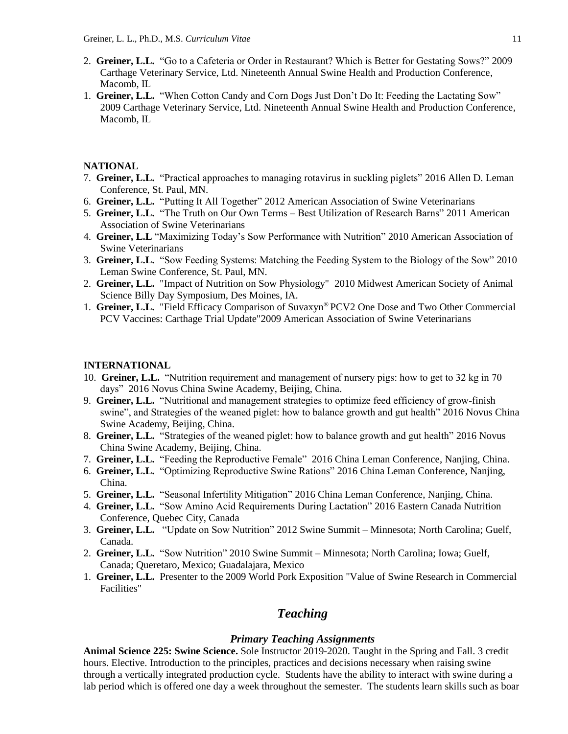2. **Greiner, L.L.** "Go to a Cafeteria or Order in Restaurant? Which is Better for Gestating Sows?" 2009 Carthage Veterinary Service, Ltd. Nineteenth Annual Swine Health and Production Conference, Macomb, IL
1. **Greiner, L.L.** "When Cotton Candy and Corn Dogs Just Don't Do It: Feeding the Lactating Sow" 2009 Carthage Veterinary Service, Ltd. Nineteenth Annual Swine Health and Production Conference, Macomb, IL

**NATIONAL**

7. **Greiner, L.L.** "Practical approaches to managing rotavirus in suckling piglets" 2016 Allen D. Leman Conference, St. Paul, MN.
6. **Greiner, L.L.** "Putting It All Together" 2012 American Association of Swine Veterinarians
5. **Greiner, L.L.** "The Truth on Our Own Terms – Best Utilization of Research Barns" 2011 American Association of Swine Veterinarians
4. **Greiner, L.L** "Maximizing Today's Sow Performance with Nutrition" 2010 American Association of Swine Veterinarians
3. **Greiner, L.L.** "Sow Feeding Systems: Matching the Feeding System to the Biology of the Sow" 2010 Leman Swine Conference, St. Paul, MN.
2. **Greiner, L.L.** "Impact of Nutrition on Sow Physiology" 2010 Midwest American Society of Animal Science Billy Day Symposium, Des Moines, IA.
1. **Greiner, L.L.** "Field Efficacy Comparison of Suvaxyn® PCV2 One Dose and Two Other Commercial PCV Vaccines: Carthage Trial Update"2009 American Association of Swine Veterinarians

**INTERNATIONAL**

10. **Greiner, L.L.** "Nutrition requirement and management of nursery pigs: how to get to 32 kg in 70 days" 2016 Novus China Swine Academy, Beijing, China.
9. **Greiner, L.L.** "Nutritional and management strategies to optimize feed efficiency of grow-finish swine", and Strategies of the weaned piglet: how to balance growth and gut health" 2016 Novus China Swine Academy, Beijing, China.
8. **Greiner, L.L.** "Strategies of the weaned piglet: how to balance growth and gut health" 2016 Novus China Swine Academy, Beijing, China.
7. **Greiner, L.L.** "Feeding the Reproductive Female" 2016 China Leman Conference, Nanjing, China.
6. **Greiner, L.L.** "Optimizing Reproductive Swine Rations" 2016 China Leman Conference, Nanjing, China.
5. **Greiner, L.L.** "Seasonal Infertility Mitigation" 2016 China Leman Conference, Nanjing, China.
4. **Greiner, L.L.** "Sow Amino Acid Requirements During Lactation" 2016 Eastern Canada Nutrition Conference, Quebec City, Canada
3. **Greiner, L.L.** "Update on Sow Nutrition" 2012 Swine Summit – Minnesota; North Carolina; Guelf, Canada.
2. **Greiner, L.L.** "Sow Nutrition" 2010 Swine Summit – Minnesota; North Carolina; Iowa; Guelf, Canada; Queretaro, Mexico; Guadalajara, Mexico
1. **Greiner, L.L.** Presenter to the 2009 World Pork Exposition "Value of Swine Research in Commercial Facilities"

## *Teaching*

### *Primary Teaching Assignments*

**Animal Science 225: Swine Science.** Sole Instructor 2019-2020. Taught in the Spring and Fall. 3 credit hours. Elective. Introduction to the principles, practices and decisions necessary when raising swine through a vertically integrated production cycle. Students have the ability to interact with swine during a lab period which is offered one day a week throughout the semester. The students learn skills such as boar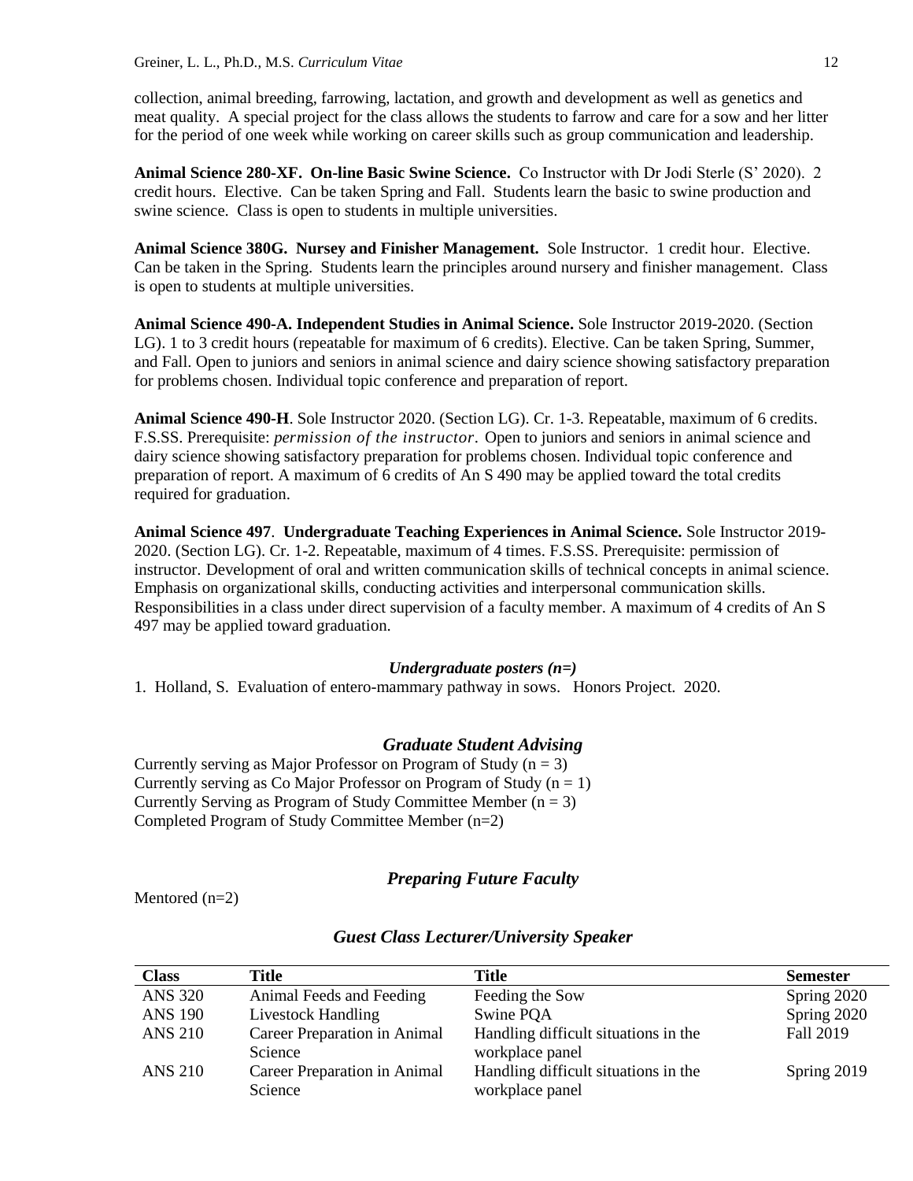collection, animal breeding, farrowing, lactation, and growth and development as well as genetics and meat quality. A special project for the class allows the students to farrow and care for a sow and her litter for the period of one week while working on career skills such as group communication and leadership.

**Animal Science 280-XF. On-line Basic Swine Science.** Co Instructor with Dr Jodi Sterle (S' 2020). 2 credit hours. Elective. Can be taken Spring and Fall. Students learn the basic to swine production and swine science. Class is open to students in multiple universities.

**Animal Science 380G. Nursey and Finisher Management.** Sole Instructor. 1 credit hour. Elective. Can be taken in the Spring. Students learn the principles around nursery and finisher management. Class is open to students at multiple universities.

**Animal Science 490-A. Independent Studies in Animal Science.** Sole Instructor 2019-2020. (Section LG). 1 to 3 credit hours (repeatable for maximum of 6 credits). Elective. Can be taken Spring, Summer, and Fall. Open to juniors and seniors in animal science and dairy science showing satisfactory preparation for problems chosen. Individual topic conference and preparation of report.

**Animal Science 490-H**. Sole Instructor 2020. (Section LG). Cr. 1-3. Repeatable, maximum of 6 credits. F.S.SS. Prerequisite: *permission of the instructor.* Open to juniors and seniors in animal science and dairy science showing satisfactory preparation for problems chosen. Individual topic conference and preparation of report. A maximum of 6 credits of An S 490 may be applied toward the total credits required for graduation.

**Animal Science 497**. **Undergraduate Teaching Experiences in Animal Science.** Sole Instructor 2019-2020. (Section LG). Cr. 1-2. Repeatable, maximum of 4 times. F.S.SS. Prerequisite: permission of instructor. Development of oral and written communication skills of technical concepts in animal science. Emphasis on organizational skills, conducting activities and interpersonal communication skills. Responsibilities in a class under direct supervision of a faculty member. A maximum of 4 credits of An S 497 may be applied toward graduation.

### *Undergraduate posters (n=)*

1. Holland, S. Evaluation of entero-mammary pathway in sows. Honors Project. 2020.

## *Graduate Student Advising*

Currently serving as Major Professor on Program of Study (n = 3)
Currently serving as Co Major Professor on Program of Study (n = 1)
Currently Serving as Program of Study Committee Member (n = 3)
Completed Program of Study Committee Member (n=2)

## *Preparing Future Faculty*

Mentored (n=2)

## *Guest Class Lecturer/University Speaker*

| Class | Title | Title | Semester |
|---|---|---|---|
| ANS 320 | Animal Feeds and Feeding | Feeding the Sow | Spring 2020 |
| ANS 190 | Livestock Handling | Swine PQA | Spring 2020 |
| ANS 210 | Career Preparation in Animal Science | Handling difficult situations in the workplace panel | Fall 2019 |
| ANS 210 | Career Preparation in Animal Science | Handling difficult situations in the workplace panel | Spring 2019 |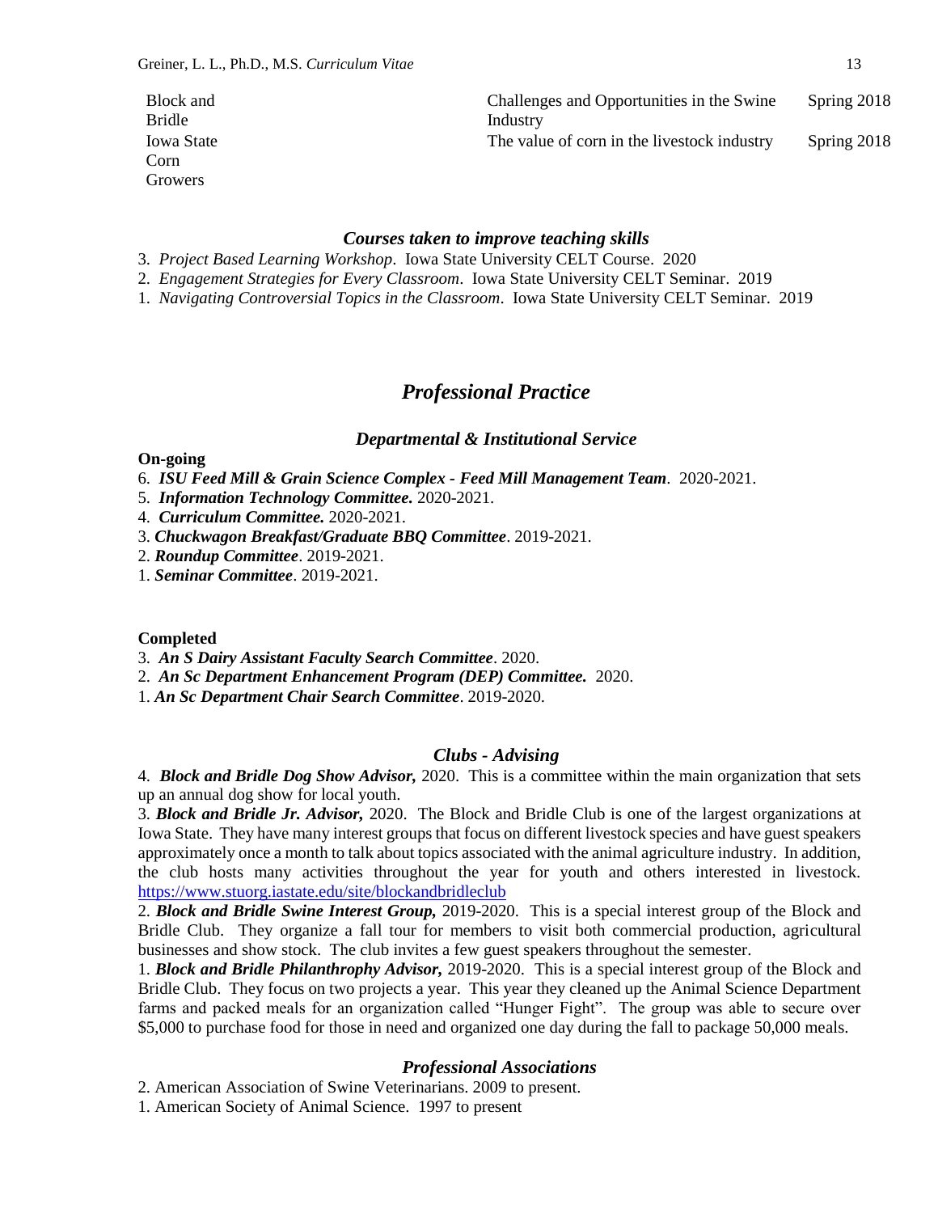| | | |
|---|---|---|
| Block and Bridle | Challenges and Opportunities in the Swine Industry | Spring 2018 |
| Iowa State Corn Growers | The value of corn in the livestock industry | Spring 2018 |

### *Courses taken to improve teaching skills*

3. *Project Based Learning Workshop*. Iowa State University CELT Course. 2020
2. *Engagement Strategies for Every Classroom*. Iowa State University CELT Seminar. 2019
1. *Navigating Controversial Topics in the Classroom*. Iowa State University CELT Seminar. 2019

## *Professional Practice*

### *Departmental & Institutional Service*

**On-going**

6. ***ISU Feed Mill & Grain Science Complex - Feed Mill Management Team***. 2020-2021.
5. ***Information Technology Committee.*** 2020-2021.
4. ***Curriculum Committee.*** 2020-2021.
3. ***Chuckwagon Breakfast/Graduate BBQ Committee***. 2019-2021.
2. ***Roundup Committee***. 2019-2021.
1. ***Seminar Committee***. 2019-2021.

**Completed**

3. ***An S Dairy Assistant Faculty Search Committee***. 2020.
2. ***An Sc Department Enhancement Program (DEP) Committee.*** 2020.
1. ***An Sc Department Chair Search Committee***. 2019-2020.

### *Clubs - Advising*

4. ***Block and Bridle Dog Show Advisor,*** 2020. This is a committee within the main organization that sets up an annual dog show for local youth.
3. ***Block and Bridle Jr. Advisor,*** 2020. The Block and Bridle Club is one of the largest organizations at Iowa State. They have many interest groups that focus on different livestock species and have guest speakers approximately once a month to talk about topics associated with the animal agriculture industry. In addition, the club hosts many activities throughout the year for youth and others interested in livestock. https://www.stuorg.iastate.edu/site/blockandbridleclub
2. ***Block and Bridle Swine Interest Group,*** 2019-2020. This is a special interest group of the Block and Bridle Club. They organize a fall tour for members to visit both commercial production, agricultural businesses and show stock. The club invites a few guest speakers throughout the semester.
1. ***Block and Bridle Philanthrophy Advisor,*** 2019-2020. This is a special interest group of the Block and Bridle Club. They focus on two projects a year. This year they cleaned up the Animal Science Department farms and packed meals for an organization called "Hunger Fight". The group was able to secure over $5,000 to purchase food for those in need and organized one day during the fall to package 50,000 meals.

### *Professional Associations*

2. American Association of Swine Veterinarians. 2009 to present.
1. American Society of Animal Science. 1997 to present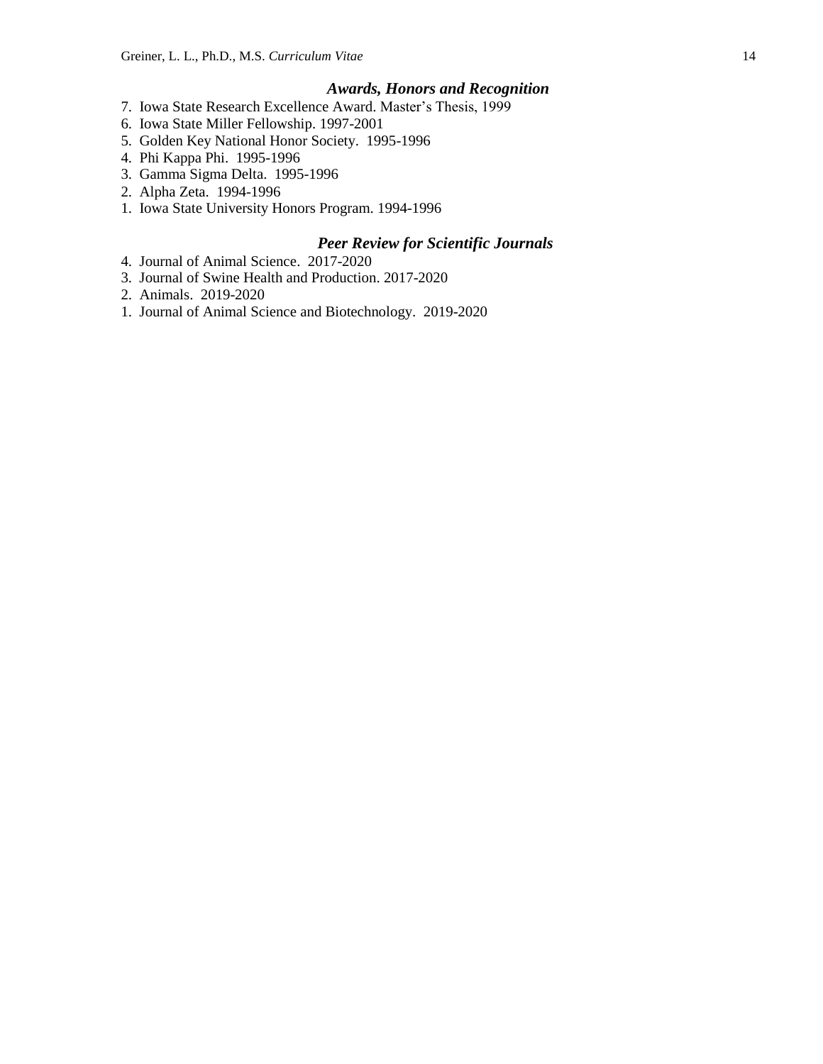### *Awards, Honors and Recognition*

7. Iowa State Research Excellence Award. Master's Thesis, 1999
6. Iowa State Miller Fellowship. 1997-2001
5. Golden Key National Honor Society. 1995-1996
4. Phi Kappa Phi. 1995-1996
3. Gamma Sigma Delta. 1995-1996
2. Alpha Zeta. 1994-1996
1. Iowa State University Honors Program. 1994-1996

### *Peer Review for Scientific Journals*

4. Journal of Animal Science. 2017-2020
3. Journal of Swine Health and Production. 2017-2020
2. Animals. 2019-2020
1. Journal of Animal Science and Biotechnology. 2019-2020